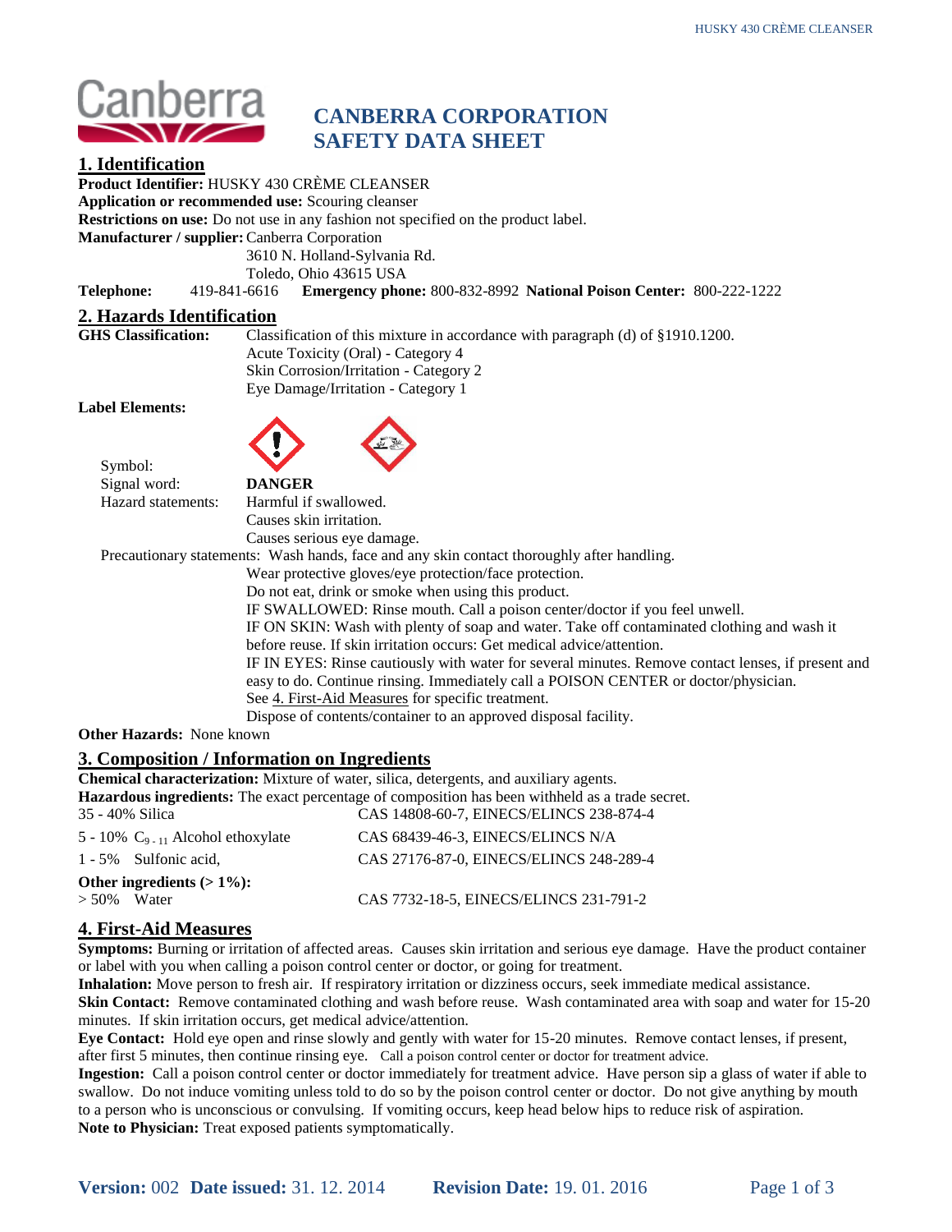# CANBERRA CORPORATION
# SAFETY DATA SHEET

## 1. Identification

**Product Identifier:** HUSKY 430 CRÈME CLEANSER
**Application or recommended use:** Scouring cleanser
**Restrictions on use:** Do not use in any fashion not specified on the product label.
**Manufacturer / supplier:** Canberra Corporation
3610 N. Holland-Sylvania Rd.
Toledo, Ohio 43615 USA
**Telephone:** 419-841-6616 **Emergency phone:** 800-832-8992 **National Poison Center:** 800-222-1222

## 2. Hazards Identification

**GHS Classification:** Classification of this mixture in accordance with paragraph (d) of §1910.1200.
Acute Toxicity (Oral) - Category 4
Skin Corrosion/Irritation - Category 2
Eye Damage/Irritation - Category 1

**Label Elements:**

Symbol:
Signal word: **DANGER**
Hazard statements: Harmful if swallowed.
Causes skin irritation.
Causes serious eye damage.

Precautionary statements: Wash hands, face and any skin contact thoroughly after handling.
Wear protective gloves/eye protection/face protection.
Do not eat, drink or smoke when using this product.
IF SWALLOWED: Rinse mouth. Call a poison center/doctor if you feel unwell.
IF ON SKIN: Wash with plenty of soap and water. Take off contaminated clothing and wash it before reuse. If skin irritation occurs: Get medical advice/attention.
IF IN EYES: Rinse cautiously with water for several minutes. Remove contact lenses, if present and easy to do. Continue rinsing. Immediately call a POISON CENTER or doctor/physician.
See 4. First-Aid Measures for specific treatment.
Dispose of contents/container to an approved disposal facility.

**Other Hazards:** None known

## 3. Composition / Information on Ingredients

**Chemical characterization:** Mixture of water, silica, detergents, and auxiliary agents.
**Hazardous ingredients:** The exact percentage of composition has been withheld as a trade secret.

| | |
|---|---|
| 35 - 40% Silica | CAS 14808-60-7, EINECS/ELINCS 238-874-4 |
| 5 - 10% $C_{9-11}$ Alcohol ethoxylate | CAS 68439-46-3, EINECS/ELINCS N/A |
| 1 - 5% Sulfonic acid, | CAS 27176-87-0, EINECS/ELINCS 248-289-4 |

**Other ingredients (> 1%):**

| | |
|---|---|
| > 50% Water | CAS 7732-18-5, EINECS/ELINCS 231-791-2 |

## 4. First-Aid Measures

**Symptoms:** Burning or irritation of affected areas. Causes skin irritation and serious eye damage. Have the product container or label with you when calling a poison control center or doctor, or going for treatment.
**Inhalation:** Move person to fresh air. If respiratory irritation or dizziness occurs, seek immediate medical assistance.
**Skin Contact:** Remove contaminated clothing and wash before reuse. Wash contaminated area with soap and water for 15-20 minutes. If skin irritation occurs, get medical advice/attention.
**Eye Contact:** Hold eye open and rinse slowly and gently with water for 15-20 minutes. Remove contact lenses, if present, after first 5 minutes, then continue rinsing eye. Call a poison control center or doctor for treatment advice.
**Ingestion:** Call a poison control center or doctor immediately for treatment advice. Have person sip a glass of water if able to swallow. Do not induce vomiting unless told to do so by the poison control center or doctor. Do not give anything by mouth to a person who is unconscious or convulsing. If vomiting occurs, keep head below hips to reduce risk of aspiration.
**Note to Physician:** Treat exposed patients symptomatically.

**Version:** 002 **Date issued:** 31. 12. 2014 **Revision Date:** 19. 01. 2016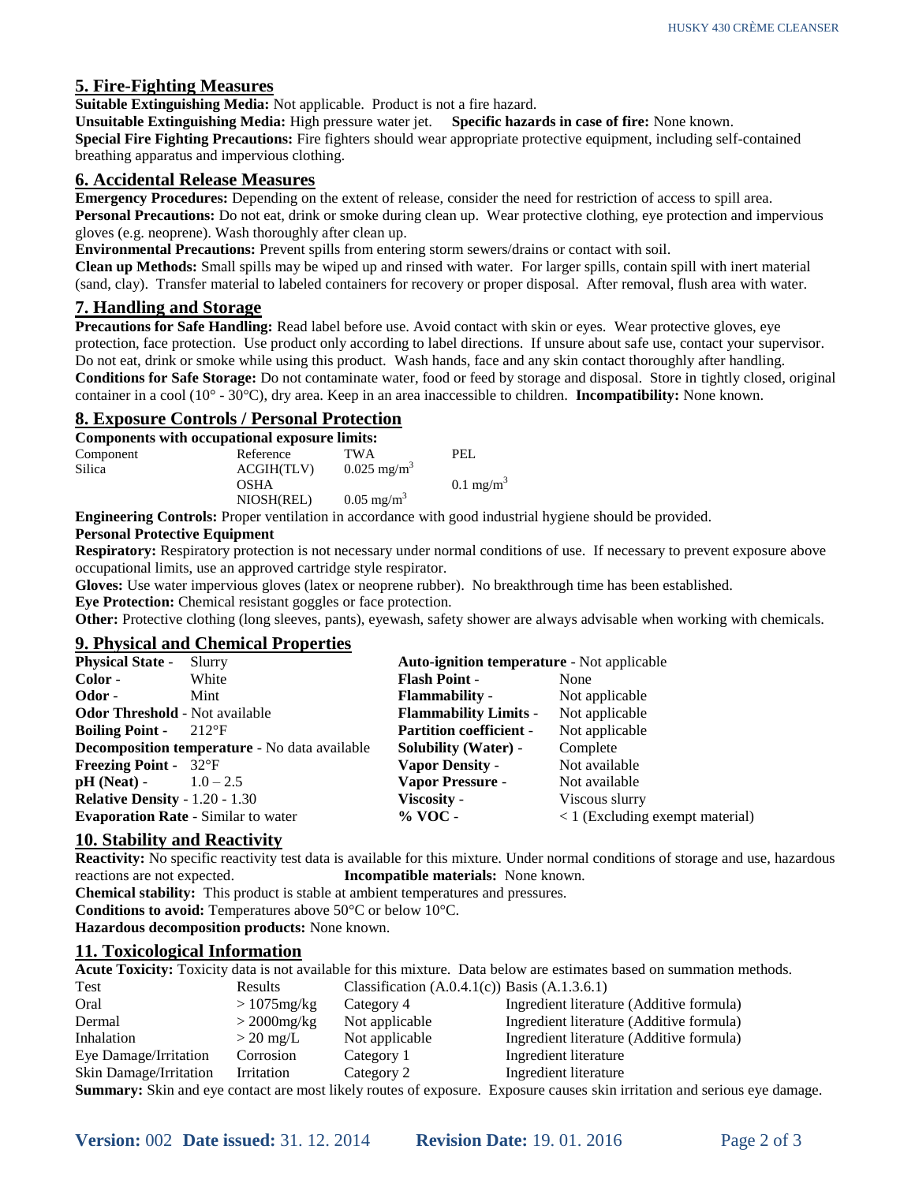## 5. Fire-Fighting Measures

**Suitable Extinguishing Media:** Not applicable. Product is not a fire hazard.

**Unsuitable Extinguishing Media:** High pressure water jet. **Specific hazards in case of fire:** None known.

**Special Fire Fighting Precautions:** Fire fighters should wear appropriate protective equipment, including self-contained breathing apparatus and impervious clothing.

## 6. Accidental Release Measures

**Emergency Procedures:** Depending on the extent of release, consider the need for restriction of access to spill area.

**Personal Precautions:** Do not eat, drink or smoke during clean up. Wear protective clothing, eye protection and impervious gloves (e.g. neoprene). Wash thoroughly after clean up.

**Environmental Precautions:** Prevent spills from entering storm sewers/drains or contact with soil.

**Clean up Methods:** Small spills may be wiped up and rinsed with water. For larger spills, contain spill with inert material (sand, clay). Transfer material to labeled containers for recovery or proper disposal. After removal, flush area with water.

## 7. Handling and Storage

**Precautions for Safe Handling:** Read label before use. Avoid contact with skin or eyes. Wear protective gloves, eye protection, face protection. Use product only according to label directions. If unsure about safe use, contact your supervisor. Do not eat, drink or smoke while using this product. Wash hands, face and any skin contact thoroughly after handling.

**Conditions for Safe Storage:** Do not contaminate water, food or feed by storage and disposal. Store in tightly closed, original container in a cool (10° - 30°C), dry area. Keep in an area inaccessible to children. **Incompatibility:** None known.

## 8. Exposure Controls / Personal Protection

**Components with occupational exposure limits:**

| Component | Reference | TWA | PEL |
|---|---|---|---|
| Silica | ACGIH(TLV) | 0.025 mg/m$^3$ | |
| | OSHA | | 0.1 mg/m$^3$ |
| | NIOSH(REL) | 0.05 mg/m$^3$ | |

**Engineering Controls:** Proper ventilation in accordance with good industrial hygiene should be provided.

**Personal Protective Equipment**

**Respiratory:** Respiratory protection is not necessary under normal conditions of use. If necessary to prevent exposure above occupational limits, use an approved cartridge style respirator.

**Gloves:** Use water impervious gloves (latex or neoprene rubber). No breakthrough time has been established.

**Eye Protection:** Chemical resistant goggles or face protection.

**Other:** Protective clothing (long sleeves, pants), eyewash, safety shower are always advisable when working with chemicals.

## 9. Physical and Chemical Properties

**Physical State -** Slurry
**Color -** White
**Odor -** Mint
**Odor Threshold** - Not available
**Boiling Point -** 212°F
**Decomposition temperature** - No data available
**Freezing Point -** 32°F
**pH (Neat)** - 1.0 – 2.5
**Relative Density** - 1.20 - 1.30
**Evaporation Rate** - Similar to water

**Auto-ignition temperature** - Not applicable
**Flash Point -** None
**Flammability -** Not applicable
**Flammability Limits -** Not applicable
**Partition coefficient -** Not applicable
**Solubility (Water) -** Complete
**Vapor Density -** Not available
**Vapor Pressure -** Not available
**Viscosity -** Viscous slurry
**% VOC -** < 1 (Excluding exempt material)

## 10. Stability and Reactivity

**Reactivity:** No specific reactivity test data is available for this mixture. Under normal conditions of storage and use, hazardous reactions are not expected. **Incompatible materials:** None known.

**Chemical stability:** This product is stable at ambient temperatures and pressures.

**Conditions to avoid:** Temperatures above 50°C or below 10°C.

**Hazardous decomposition products:** None known.

## 11. Toxicological Information

**Acute Toxicity:** Toxicity data is not available for this mixture. Data below are estimates based on summation methods.

| Test | Results | Classification (A.0.4.1(c)) | Basis (A.1.3.6.1) |
|---|---|---|---|
| Oral | > 1075mg/kg | Category 4 | Ingredient literature (Additive formula) |
| Dermal | > 2000mg/kg | Not applicable | Ingredient literature (Additive formula) |
| Inhalation | > 20 mg/L | Not applicable | Ingredient literature (Additive formula) |
| Eye Damage/Irritation | Corrosion | Category 1 | Ingredient literature |
| Skin Damage/Irritation | Irritation | Category 2 | Ingredient literature |

**Summary:** Skin and eye contact are most likely routes of exposure. Exposure causes skin irritation and serious eye damage.

**Version:** 002 **Date issued:** 31. 12. 2014 **Revision Date:** 19. 01. 2016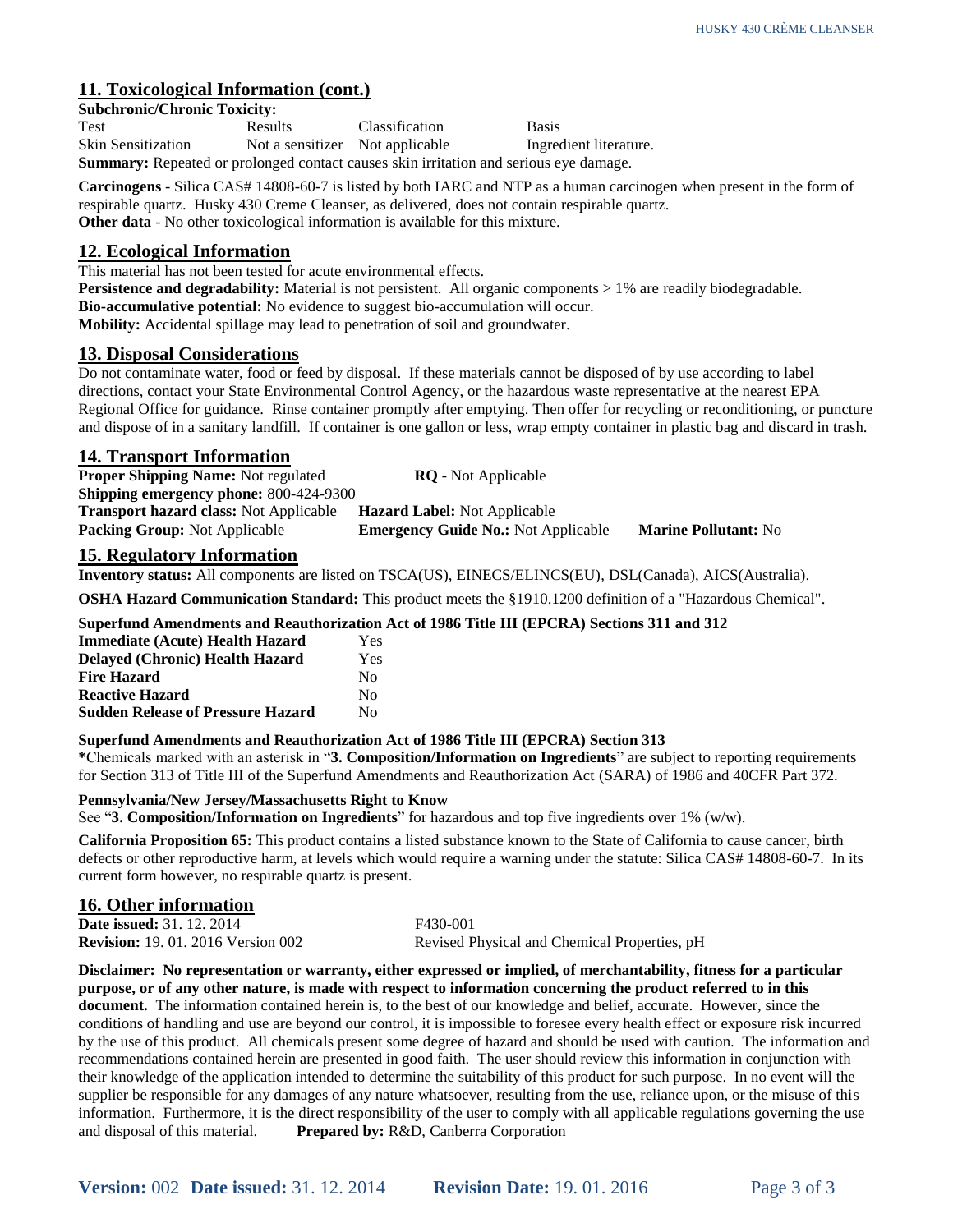## 11. Toxicological Information (cont.)

**Subchronic/Chronic Toxicity:**

| Test | Results | Classification | Basis |
|---|---|---|---|
| Skin Sensitization | Not a sensitizer | Not applicable | Ingredient literature. |

**Summary:** Repeated or prolonged contact causes skin irritation and serious eye damage.

**Carcinogens** - Silica CAS# 14808-60-7 is listed by both IARC and NTP as a human carcinogen when present in the form of respirable quartz. Husky 430 Creme Cleanser, as delivered, does not contain respirable quartz.
**Other data** - No other toxicological information is available for this mixture.

## 12. Ecological Information

This material has not been tested for acute environmental effects.
**Persistence and degradability:** Material is not persistent. All organic components > 1% are readily biodegradable.
**Bio-accumulative potential:** No evidence to suggest bio-accumulation will occur.
**Mobility:** Accidental spillage may lead to penetration of soil and groundwater.

## 13. Disposal Considerations

Do not contaminate water, food or feed by disposal. If these materials cannot be disposed of by use according to label directions, contact your State Environmental Control Agency, or the hazardous waste representative at the nearest EPA Regional Office for guidance. Rinse container promptly after emptying. Then offer for recycling or reconditioning, or puncture and dispose of in a sanitary landfill. If container is one gallon or less, wrap empty container in plastic bag and discard in trash.

## 14. Transport Information

**Proper Shipping Name:** Not regulated **RQ** - Not Applicable
**Shipping emergency phone:** 800-424-9300
**Transport hazard class:** Not Applicable **Hazard Label:** Not Applicable
**Packing Group:** Not Applicable **Emergency Guide No.:** Not Applicable **Marine Pollutant:** No

## 15. Regulatory Information

**Inventory status:** All components are listed on TSCA(US), EINECS/ELINCS(EU), DSL(Canada), AICS(Australia).

**OSHA Hazard Communication Standard:** This product meets the §1910.1200 definition of a "Hazardous Chemical".

**Superfund Amendments and Reauthorization Act of 1986 Title III (EPCRA) Sections 311 and 312**

| | |
|---|---|
| **Immediate (Acute) Health Hazard** | Yes |
| **Delayed (Chronic) Health Hazard** | Yes |
| **Fire Hazard** | No |
| **Reactive Hazard** | No |
| **Sudden Release of Pressure Hazard** | No |

**Superfund Amendments and Reauthorization Act of 1986 Title III (EPCRA) Section 313**
**\***Chemicals marked with an asterisk in "**3. Composition/Information on Ingredients**" are subject to reporting requirements for Section 313 of Title III of the Superfund Amendments and Reauthorization Act (SARA) of 1986 and 40CFR Part 372.

**Pennsylvania/New Jersey/Massachusetts Right to Know**
See "**3. Composition/Information on Ingredients**" for hazardous and top five ingredients over 1% (w/w).

**California Proposition 65:** This product contains a listed substance known to the State of California to cause cancer, birth defects or other reproductive harm, at levels which would require a warning under the statute: Silica CAS# 14808-60-7. In its current form however, no respirable quartz is present.

## 16. Other information

**Date issued:** 31. 12. 2014 F430-001
**Revision:** 19. 01. 2016 Version 002 Revised Physical and Chemical Properties, pH

**Disclaimer: No representation or warranty, either expressed or implied, of merchantability, fitness for a particular purpose, or of any other nature, is made with respect to information concerning the product referred to in this document.** The information contained herein is, to the best of our knowledge and belief, accurate. However, since the conditions of handling and use are beyond our control, it is impossible to foresee every health effect or exposure risk incurred by the use of this product. All chemicals present some degree of hazard and should be used with caution. The information and recommendations contained herein are presented in good faith. The user should review this information in conjunction with their knowledge of the application intended to determine the suitability of this product for such purpose. In no event will the supplier be responsible for any damages of any nature whatsoever, resulting from the use, reliance upon, or the misuse of this information. Furthermore, it is the direct responsibility of the user to comply with all applicable regulations governing the use and disposal of this material. **Prepared by:** R&D, Canberra Corporation